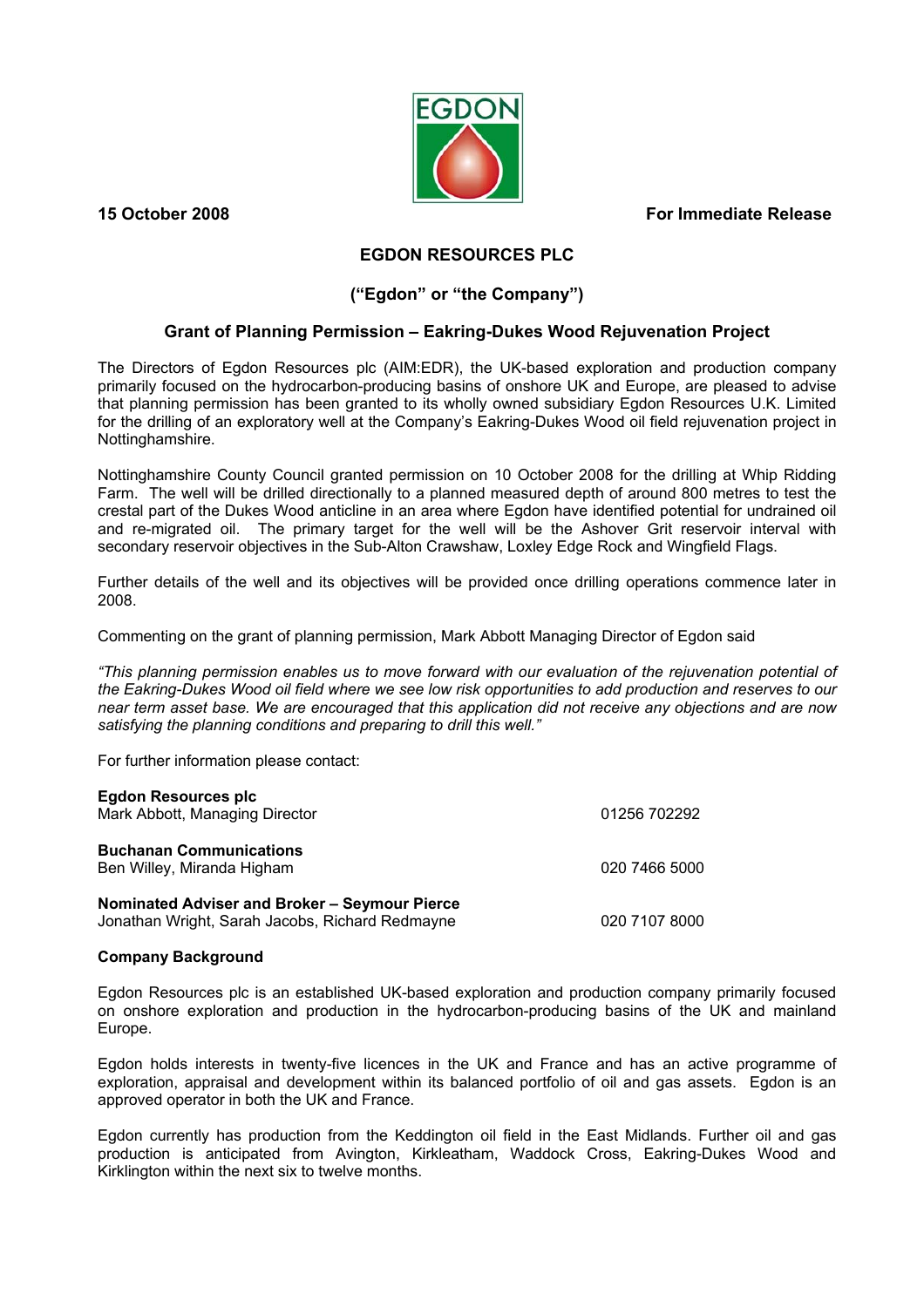**15 October 2008** **For Immediate Release**

# EGDON RESOURCES PLC

## ("Egdon" or "the Company")

### Grant of Planning Permission – Eakring-Dukes Wood Rejuvenation Project

The Directors of Egdon Resources plc (AIM:EDR), the UK-based exploration and production company primarily focused on the hydrocarbon-producing basins of onshore UK and Europe, are pleased to advise that planning permission has been granted to its wholly owned subsidiary Egdon Resources U.K. Limited for the drilling of an exploratory well at the Company's Eakring-Dukes Wood oil field rejuvenation project in Nottinghamshire.

Nottinghamshire County Council granted permission on 10 October 2008 for the drilling at Whip Ridding Farm. The well will be drilled directionally to a planned measured depth of around 800 metres to test the crestal part of the Dukes Wood anticline in an area where Egdon have identified potential for undrained oil and re-migrated oil. The primary target for the well will be the Ashover Grit reservoir interval with secondary reservoir objectives in the Sub-Alton Crawshaw, Loxley Edge Rock and Wingfield Flags.

Further details of the well and its objectives will be provided once drilling operations commence later in 2008.

Commenting on the grant of planning permission, Mark Abbott Managing Director of Egdon said

*"This planning permission enables us to move forward with our evaluation of the rejuvenation potential of the Eakring-Dukes Wood oil field where we see low risk opportunities to add production and reserves to our near term asset base. We are encouraged that this application did not receive any objections and are now satisfying the planning conditions and preparing to drill this well."*

For further information please contact:

| | |
|---|---|
| **Egdon Resources plc**<br>Mark Abbott, Managing Director | 01256 702292 |
| **Buchanan Communications**<br>Ben Willey, Miranda Higham | 020 7466 5000 |
| **Nominated Adviser and Broker – Seymour Pierce**<br>Jonathan Wright, Sarah Jacobs, Richard Redmayne | 020 7107 8000 |

**Company Background**

Egdon Resources plc is an established UK-based exploration and production company primarily focused on onshore exploration and production in the hydrocarbon-producing basins of the UK and mainland Europe.

Egdon holds interests in twenty-five licences in the UK and France and has an active programme of exploration, appraisal and development within its balanced portfolio of oil and gas assets. Egdon is an approved operator in both the UK and France.

Egdon currently has production from the Keddington oil field in the East Midlands. Further oil and gas production is anticipated from Avington, Kirkleatham, Waddock Cross, Eakring-Dukes Wood and Kirklington within the next six to twelve months.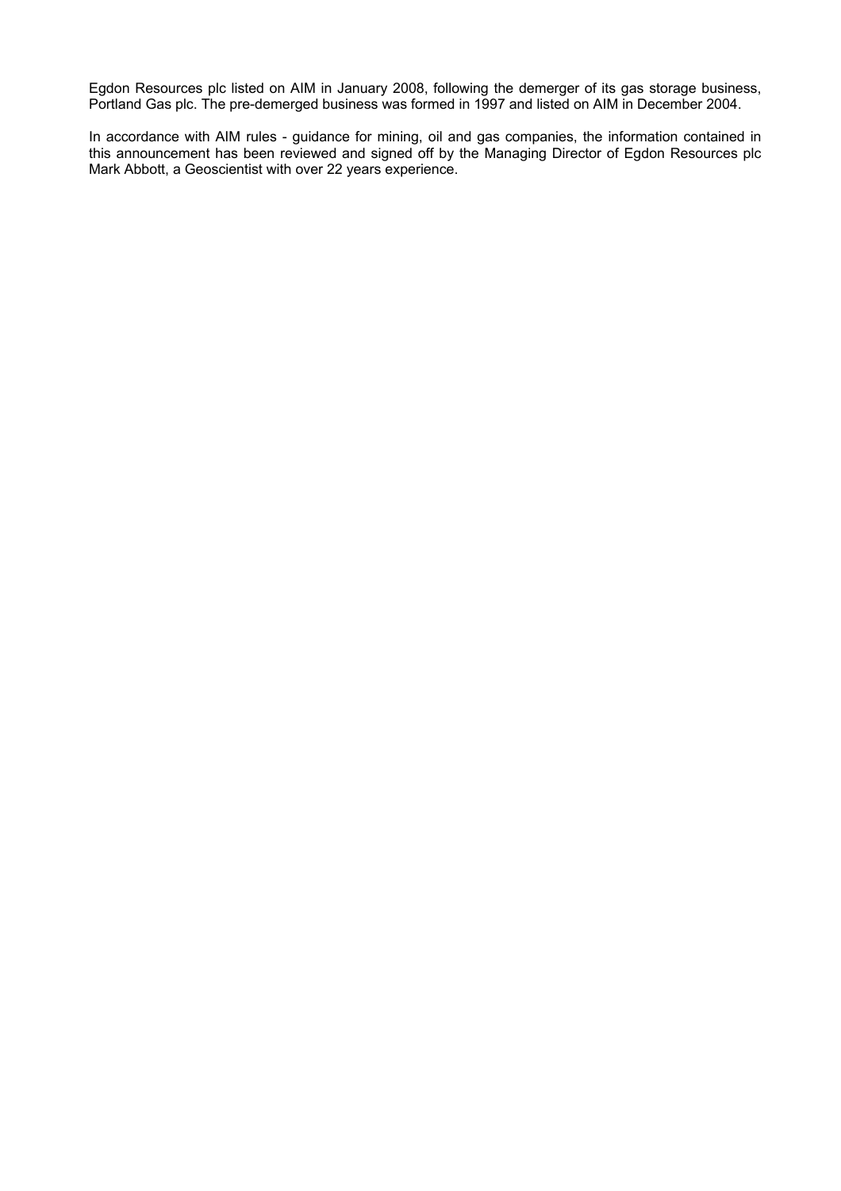Egdon Resources plc listed on AIM in January 2008, following the demerger of its gas storage business, Portland Gas plc. The pre-demerged business was formed in 1997 and listed on AIM in December 2004.

In accordance with AIM rules - guidance for mining, oil and gas companies, the information contained in this announcement has been reviewed and signed off by the Managing Director of Egdon Resources plc Mark Abbott, a Geoscientist with over 22 years experience.